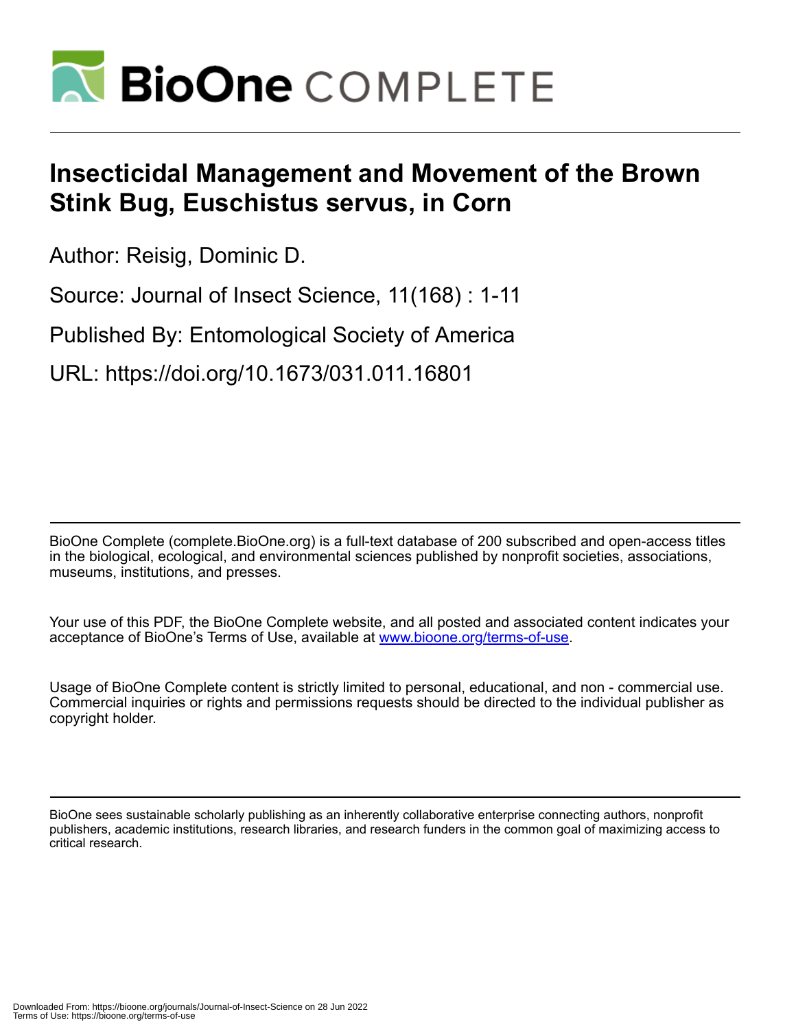# Insecticidal Management and Movement of the Brown Stink Bug, Euschistus servus, in Corn

Author: Reisig, Dominic D.

Source: Journal of Insect Science, 11(168) : 1-11

Published By: Entomological Society of America

URL: https://doi.org/10.1673/031.011.16801

BioOne Complete (complete.BioOne.org) is a full-text database of 200 subscribed and open-access titles in the biological, ecological, and environmental sciences published by nonprofit societies, associations, museums, institutions, and presses.

Your use of this PDF, the BioOne Complete website, and all posted and associated content indicates your acceptance of BioOne's Terms of Use, available at www.bioone.org/terms-of-use.

Usage of BioOne Complete content is strictly limited to personal, educational, and non - commercial use. Commercial inquiries or rights and permissions requests should be directed to the individual publisher as copyright holder.

BioOne sees sustainable scholarly publishing as an inherently collaborative enterprise connecting authors, nonprofit publishers, academic institutions, research libraries, and research funders in the common goal of maximizing access to critical research.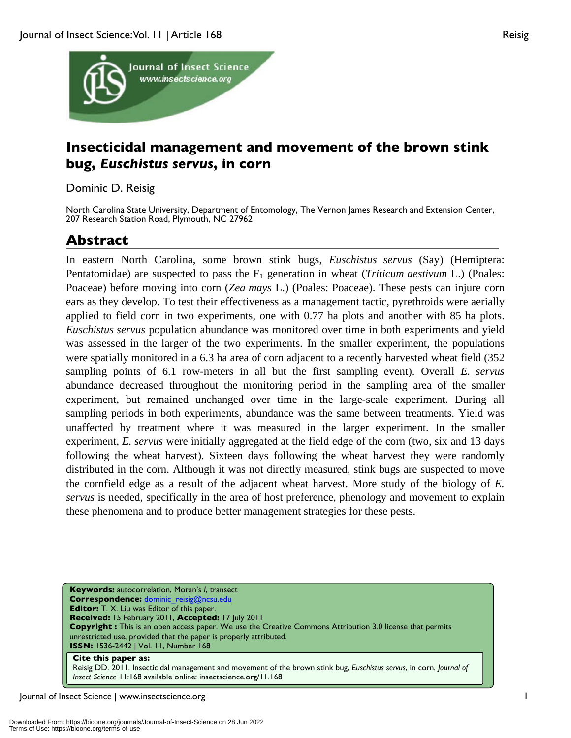# Insecticidal management and movement of the brown stink bug, *Euschistus servus*, in corn

Dominic D. Reisig

North Carolina State University, Department of Entomology, The Vernon James Research and Extension Center, 207 Research Station Road, Plymouth, NC 27962

## Abstract

In eastern North Carolina, some brown stink bugs, *Euschistus servus* (Say) (Hemiptera: Pentatomidae) are suspected to pass the $F_1$ generation in wheat (*Triticum aestivum* L.) (Poales: Poaceae) before moving into corn (*Zea mays* L.) (Poales: Poaceae). These pests can injure corn ears as they develop. To test their effectiveness as a management tactic, pyrethroids were aerially applied to field corn in two experiments, one with 0.77 ha plots and another with 85 ha plots. *Euschistus servus* population abundance was monitored over time in both experiments and yield was assessed in the larger of the two experiments. In the smaller experiment, the populations were spatially monitored in a 6.3 ha area of corn adjacent to a recently harvested wheat field (352 sampling points of 6.1 row-meters in all but the first sampling event). Overall *E. servus* abundance decreased throughout the monitoring period in the sampling area of the smaller experiment, but remained unchanged over time in the large-scale experiment. During all sampling periods in both experiments, abundance was the same between treatments. Yield was unaffected by treatment where it was measured in the larger experiment. In the smaller experiment, *E. servus* were initially aggregated at the field edge of the corn (two, six and 13 days following the wheat harvest). Sixteen days following the wheat harvest they were randomly distributed in the corn. Although it was not directly measured, stink bugs are suspected to move the cornfield edge as a result of the adjacent wheat harvest. More study of the biology of *E. servus* is needed, specifically in the area of host preference, phenology and movement to explain these phenomena and to produce better management strategies for these pests.

**Keywords:** autocorrelation, Moran's *I*, transect
**Correspondence:** dominic_reisig@ncsu.edu
**Editor:** T. X. Liu was Editor of this paper.
**Received:** 15 February 2011, **Accepted:** 17 July 2011
**Copyright :** This is an open access paper. We use the Creative Commons Attribution 3.0 license that permits unrestricted use, provided that the paper is properly attributed.
**ISSN:** 1536-2442 | Vol. 11, Number 168

**Cite this paper as:**
Reisig DD. 2011. Insecticidal management and movement of the brown stink bug, *Euschistus servus*, in corn. *Journal of Insect Science* 11:168 available online: insectscience.org/11.168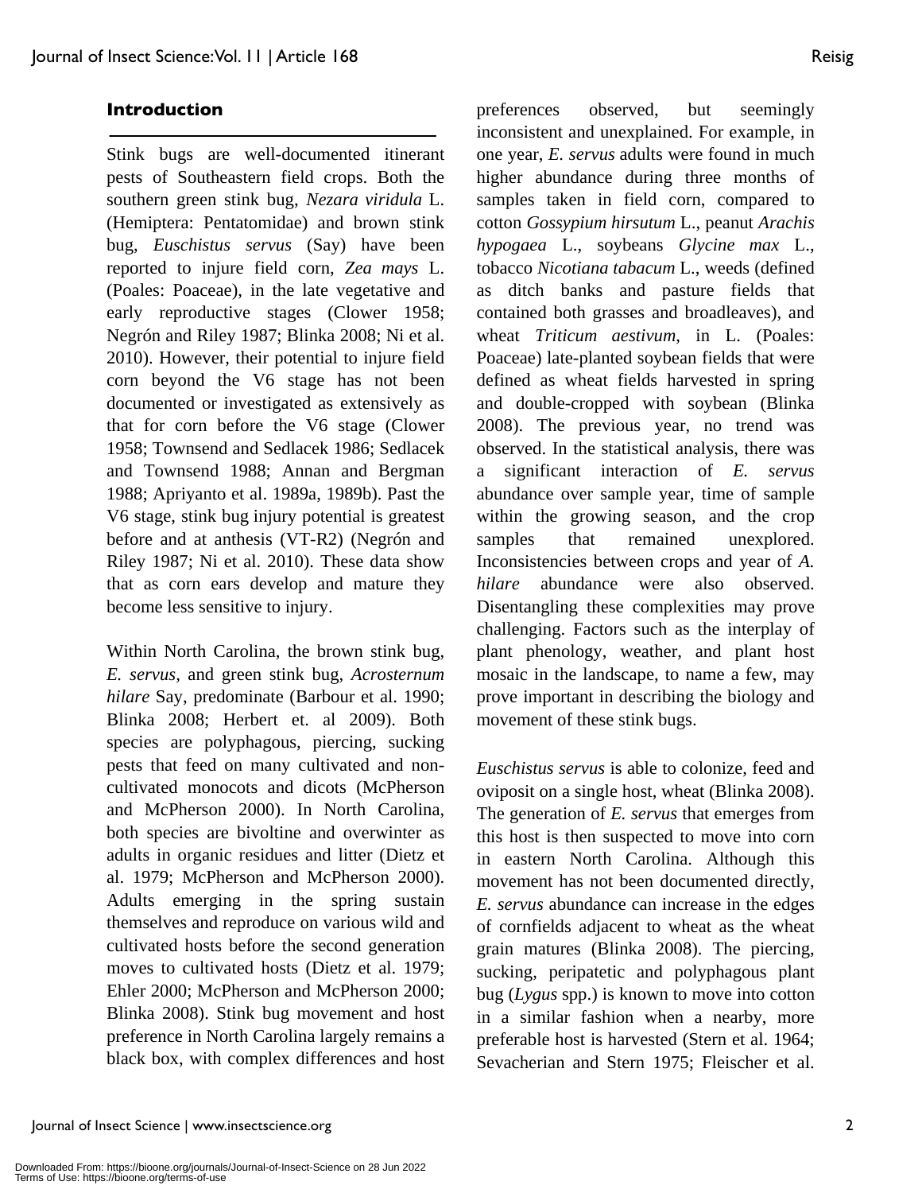## Introduction

Stink bugs are well-documented itinerant pests of Southeastern field crops. Both the southern green stink bug, *Nezara viridula* L. (Hemiptera: Pentatomidae) and brown stink bug, *Euschistus servus* (Say) have been reported to injure field corn, *Zea mays* L. (Poales: Poaceae), in the late vegetative and early reproductive stages (Clower 1958; Negrón and Riley 1987; Blinka 2008; Ni et al. 2010). However, their potential to injure field corn beyond the V6 stage has not been documented or investigated as extensively as that for corn before the V6 stage (Clower 1958; Townsend and Sedlacek 1986; Sedlacek and Townsend 1988; Annan and Bergman 1988; Apriyanto et al. 1989a, 1989b). Past the V6 stage, stink bug injury potential is greatest before and at anthesis (VT-R2) (Negrón and Riley 1987; Ni et al. 2010). These data show that as corn ears develop and mature they become less sensitive to injury.

Within North Carolina, the brown stink bug, *E. servus*, and green stink bug, *Acrosternum hilare* Say, predominate (Barbour et al. 1990; Blinka 2008; Herbert et. al 2009). Both species are polyphagous, piercing, sucking pests that feed on many cultivated and non-cultivated monocots and dicots (McPherson and McPherson 2000). In North Carolina, both species are bivoltine and overwinter as adults in organic residues and litter (Dietz et al. 1979; McPherson and McPherson 2000). Adults emerging in the spring sustain themselves and reproduce on various wild and cultivated hosts before the second generation moves to cultivated hosts (Dietz et al. 1979; Ehler 2000; McPherson and McPherson 2000; Blinka 2008). Stink bug movement and host preference in North Carolina largely remains a black box, with complex differences and host preferences observed, but seemingly inconsistent and unexplained. For example, in one year, *E. servus* adults were found in much higher abundance during three months of samples taken in field corn, compared to cotton *Gossypium hirsutum* L., peanut *Arachis hypogaea* L., soybeans *Glycine max* L., tobacco *Nicotiana tabacum* L., weeds (defined as ditch banks and pasture fields that contained both grasses and broadleaves), and wheat *Triticum aestivum*, in L. (Poales: Poaceae) late-planted soybean fields that were defined as wheat fields harvested in spring and double-cropped with soybean (Blinka 2008). The previous year, no trend was observed. In the statistical analysis, there was a significant interaction of *E. servus* abundance over sample year, time of sample within the growing season, and the crop samples that remained unexplored. Inconsistencies between crops and year of *A. hilare* abundance were also observed. Disentangling these complexities may prove challenging. Factors such as the interplay of plant phenology, weather, and plant host mosaic in the landscape, to name a few, may prove important in describing the biology and movement of these stink bugs.

*Euschistus servus* is able to colonize, feed and oviposit on a single host, wheat (Blinka 2008). The generation of *E. servus* that emerges from this host is then suspected to move into corn in eastern North Carolina. Although this movement has not been documented directly, *E. servus* abundance can increase in the edges of cornfields adjacent to wheat as the wheat grain matures (Blinka 2008). The piercing, sucking, peripatetic and polyphagous plant bug (*Lygus* spp.) is known to move into cotton in a similar fashion when a nearby, more preferable host is harvested (Stern et al. 1964; Sevacherian and Stern 1975; Fleischer et al.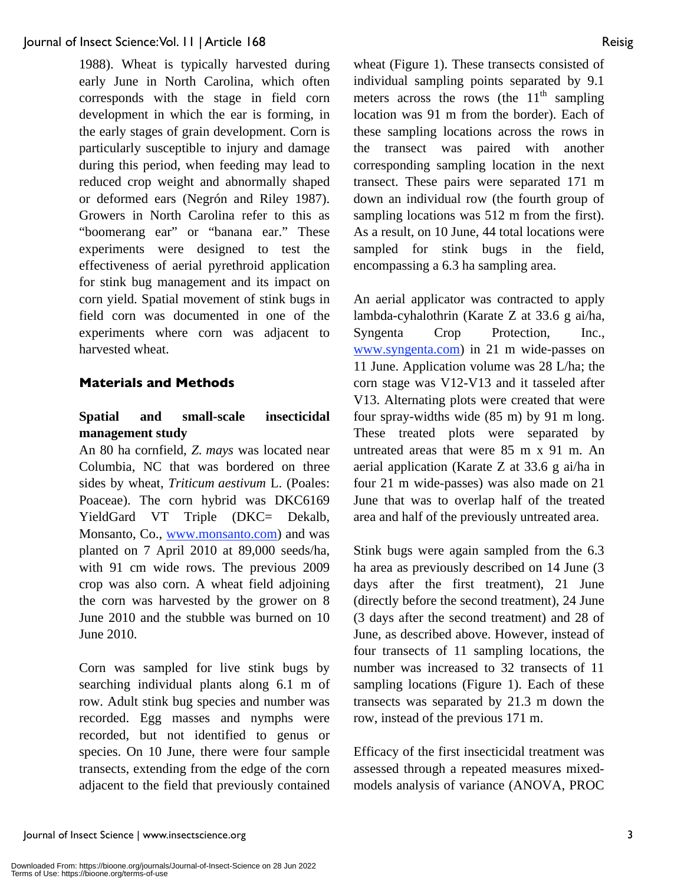1988). Wheat is typically harvested during early June in North Carolina, which often corresponds with the stage in field corn development in which the ear is forming, in the early stages of grain development. Corn is particularly susceptible to injury and damage during this period, when feeding may lead to reduced crop weight and abnormally shaped or deformed ears (Negrón and Riley 1987). Growers in North Carolina refer to this as "boomerang ear" or "banana ear." These experiments were designed to test the effectiveness of aerial pyrethroid application for stink bug management and its impact on corn yield. Spatial movement of stink bugs in field corn was documented in one of the experiments where corn was adjacent to harvested wheat.

## Materials and Methods

### Spatial and small-scale insecticidal management study

An 80 ha cornfield, *Z. mays* was located near Columbia, NC that was bordered on three sides by wheat, *Triticum aestivum* L. (Poales: Poaceae). The corn hybrid was DKC6169 YieldGard VT Triple (DKC= Dekalb, Monsanto, Co., www.monsanto.com) and was planted on 7 April 2010 at 89,000 seeds/ha, with 91 cm wide rows. The previous 2009 crop was also corn. A wheat field adjoining the corn was harvested by the grower on 8 June 2010 and the stubble was burned on 10 June 2010.

Corn was sampled for live stink bugs by searching individual plants along 6.1 m of row. Adult stink bug species and number was recorded. Egg masses and nymphs were recorded, but not identified to genus or species. On 10 June, there were four sample transects, extending from the edge of the corn adjacent to the field that previously contained wheat (Figure 1). These transects consisted of individual sampling points separated by 9.1 meters across the rows (the 11$^{th}$ sampling location was 91 m from the border). Each of these sampling locations across the rows in the transect was paired with another corresponding sampling location in the next transect. These pairs were separated 171 m down an individual row (the fourth group of sampling locations was 512 m from the first). As a result, on 10 June, 44 total locations were sampled for stink bugs in the field, encompassing a 6.3 ha sampling area.

An aerial applicator was contracted to apply lambda-cyhalothrin (Karate Z at 33.6 g ai/ha, Syngenta Crop Protection, Inc., www.syngenta.com) in 21 m wide-passes on 11 June. Application volume was 28 L/ha; the corn stage was V12-V13 and it tasseled after V13. Alternating plots were created that were four spray-widths wide (85 m) by 91 m long. These treated plots were separated by untreated areas that were 85 m x 91 m. An aerial application (Karate Z at 33.6 g ai/ha in four 21 m wide-passes) was also made on 21 June that was to overlap half of the treated area and half of the previously untreated area.

Stink bugs were again sampled from the 6.3 ha area as previously described on 14 June (3 days after the first treatment), 21 June (directly before the second treatment), 24 June (3 days after the second treatment) and 28 of June, as described above. However, instead of four transects of 11 sampling locations, the number was increased to 32 transects of 11 sampling locations (Figure 1). Each of these transects was separated by 21.3 m down the row, instead of the previous 171 m.

Efficacy of the first insecticidal treatment was assessed through a repeated measures mixed-models analysis of variance (ANOVA, PROC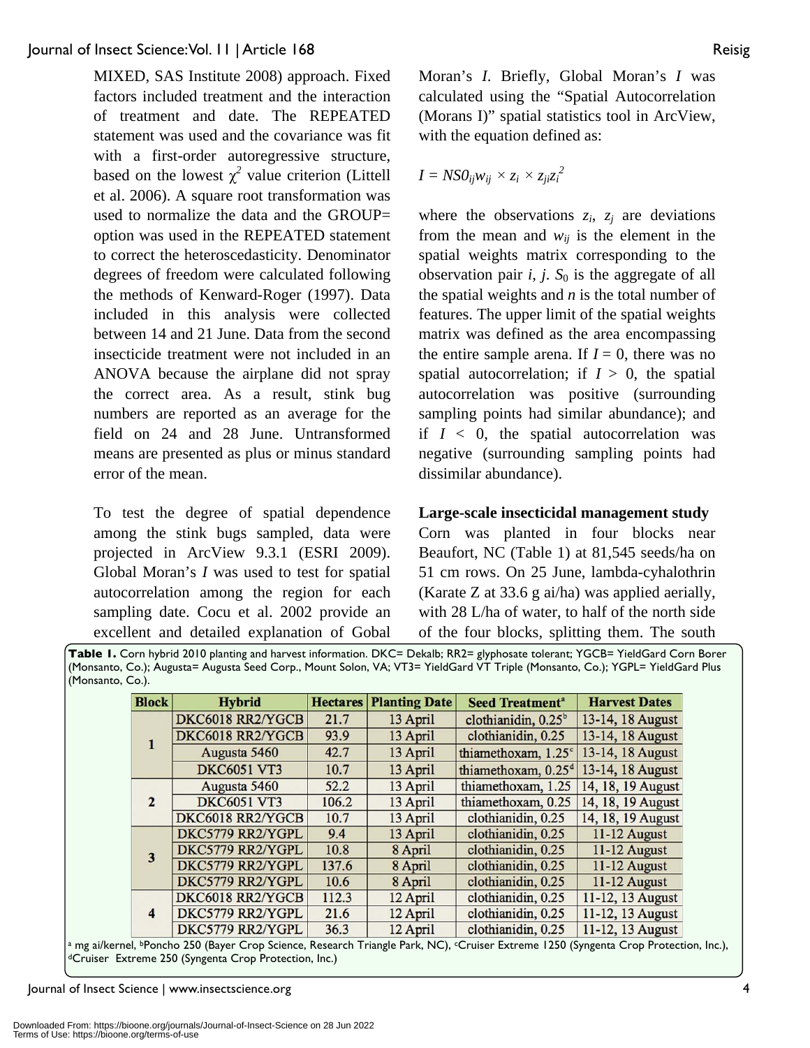MIXED, SAS Institute 2008) approach. Fixed factors included treatment and the interaction of treatment and date. The REPEATED statement was used and the covariance was fit with a first-order autoregressive structure, based on the lowest $\chi^2$ value criterion (Littell et al. 2006). A square root transformation was used to normalize the data and the GROUP= option was used in the REPEATED statement to correct the heteroscedasticity. Denominator degrees of freedom were calculated following the methods of Kenward-Roger (1997). Data included in this analysis were collected between 14 and 21 June. Data from the second insecticide treatment were not included in an ANOVA because the airplane did not spray the correct area. As a result, stink bug numbers are reported as an average for the field on 24 and 28 June. Untransformed means are presented as plus or minus standard error of the mean.

To test the degree of spatial dependence among the stink bugs sampled, data were projected in ArcView 9.3.1 (ESRI 2009). Global Moran's *I* was used to test for spatial autocorrelation among the region for each sampling date. Cocu et al. 2002 provide an excellent and detailed explanation of Gobal Moran's *I*. Briefly, Global Moran's *I* was calculated using the "Spatial Autocorrelation (Morans I)" spatial statistics tool in ArcView, with the equation defined as:

$$I = NS0_{ij}w_{ij} \times z_i \times z_{ji}z_i^2$$

where the observations $z_i$, $z_j$ are deviations from the mean and $w_{ij}$ is the element in the spatial weights matrix corresponding to the observation pair *i*, *j*. $S_0$ is the aggregate of all the spatial weights and *n* is the total number of features. The upper limit of the spatial weights matrix was defined as the area encompassing the entire sample arena. If $I = 0$, there was no spatial autocorrelation; if $I > 0$, the spatial autocorrelation was positive (surrounding sampling points had similar abundance); and if $I < 0$, the spatial autocorrelation was negative (surrounding sampling points had dissimilar abundance).

### Large-scale insecticidal management study

Corn was planted in four blocks near Beaufort, NC (Table 1) at 81,545 seeds/ha on 51 cm rows. On 25 June, lambda-cyhalothrin (Karate Z at 33.6 g ai/ha) was applied aerially, with 28 L/ha of water, to half of the north side of the four blocks, splitting them. The south

**Table 1.** Corn hybrid 2010 planting and harvest information. DKC= Dekalb; RR2= glyphosate tolerant; YGCB= YieldGard Corn Borer (Monsanto, Co.); Augusta= Augusta Seed Corp., Mount Solon, VA; VT3= YieldGard VT Triple (Monsanto, Co.); YGPL= YieldGard Plus (Monsanto, Co.).

| Block | Hybrid | Hectares | Planting Date | Seed Treatment[a] | Harvest Dates |
|---|---|---|---|---|---|
| 1 | DKC6018 RR2/YGCB | 21.7 | 13 April | clothianidin, 0.25[b] | 13-14, 18 August |
| | DKC6018 RR2/YGCB | 93.9 | 13 April | clothianidin, 0.25 | 13-14, 18 August |
| | Augusta 5460 | 42.7 | 13 April | thiamethoxam, 1.25[c] | 13-14, 18 August |
| | DKC6051 VT3 | 10.7 | 13 April | thiamethoxam, 0.25[d] | 13-14, 18 August |
| 2 | Augusta 5460 | 52.2 | 13 April | thiamethoxam, 1.25 | 14, 18, 19 August |
| | DKC6051 VT3 | 106.2 | 13 April | thiamethoxam, 0.25 | 14, 18, 19 August |
| | DKC6018 RR2/YGCB | 10.7 | 13 April | clothianidin, 0.25 | 14, 18, 19 August |
| 3 | DKC5779 RR2/YGPL | 9.4 | 13 April | clothianidin, 0.25 | 11-12 August |
| | DKC5779 RR2/YGPL | 10.8 | 8 April | clothianidin, 0.25 | 11-12 August |
| | DKC5779 RR2/YGPL | 137.6 | 8 April | clothianidin, 0.25 | 11-12 August |
| | DKC5779 RR2/YGPL | 10.6 | 8 April | clothianidin, 0.25 | 11-12 August |
| 4 | DKC6018 RR2/YGCB | 112.3 | 12 April | clothianidin, 0.25 | 11-12, 13 August |
| | DKC5779 RR2/YGPL | 21.6 | 12 April | clothianidin, 0.25 | 11-12, 13 August |
| | DKC5779 RR2/YGPL | 36.3 | 12 April | clothianidin, 0.25 | 11-12, 13 August |

[a] mg ai/kernel, [b]Poncho 250 (Bayer Crop Science, Research Triangle Park, NC), [c]Cruiser Extreme 1250 (Syngenta Crop Protection, Inc.), [d]Cruiser Extreme 250 (Syngenta Crop Protection, Inc.)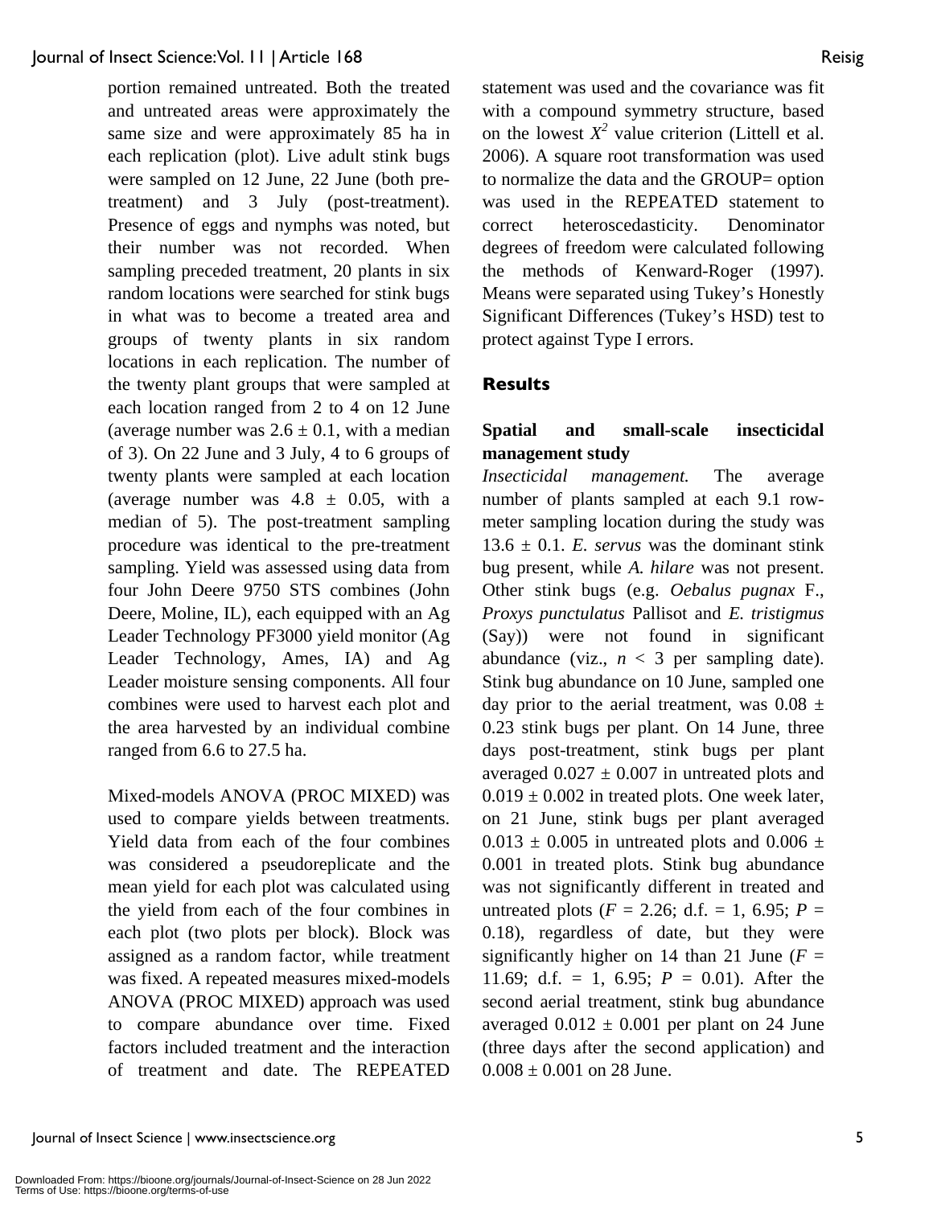portion remained untreated. Both the treated and untreated areas were approximately the same size and were approximately 85 ha in each replication (plot). Live adult stink bugs were sampled on 12 June, 22 June (both pre-treatment) and 3 July (post-treatment). Presence of eggs and nymphs was noted, but their number was not recorded. When sampling preceded treatment, 20 plants in six random locations were searched for stink bugs in what was to become a treated area and groups of twenty plants in six random locations in each replication. The number of the twenty plant groups that were sampled at each location ranged from 2 to 4 on 12 June (average number was 2.6 ± 0.1, with a median of 3). On 22 June and 3 July, 4 to 6 groups of twenty plants were sampled at each location (average number was 4.8 ± 0.05, with a median of 5). The post-treatment sampling procedure was identical to the pre-treatment sampling. Yield was assessed using data from four John Deere 9750 STS combines (John Deere, Moline, IL), each equipped with an Ag Leader Technology PF3000 yield monitor (Ag Leader Technology, Ames, IA) and Ag Leader moisture sensing components. All four combines were used to harvest each plot and the area harvested by an individual combine ranged from 6.6 to 27.5 ha.

Mixed-models ANOVA (PROC MIXED) was used to compare yields between treatments. Yield data from each of the four combines was considered a pseudoreplicate and the mean yield for each plot was calculated using the yield from each of the four combines in each plot (two plots per block). Block was assigned as a random factor, while treatment was fixed. A repeated measures mixed-models ANOVA (PROC MIXED) approach was used to compare abundance over time. Fixed factors included treatment and the interaction of treatment and date. The REPEATED statement was used and the covariance was fit with a compound symmetry structure, based on the lowest $X^2$ value criterion (Littell et al. 2006). A square root transformation was used to normalize the data and the GROUP= option was used in the REPEATED statement to correct heteroscedasticity. Denominator degrees of freedom were calculated following the methods of Kenward-Roger (1997). Means were separated using Tukey's Honestly Significant Differences (Tukey's HSD) test to protect against Type I errors.

## Results

### Spatial and small-scale insecticidal management study

*Insecticidal management.* The average number of plants sampled at each 9.1 row-meter sampling location during the study was 13.6 ± 0.1. *E. servus* was the dominant stink bug present, while *A. hilare* was not present. Other stink bugs (e.g. *Oebalus pugnax* F., *Proxys punctulatus* Pallisot and *E. tristigmus* (Say)) were not found in significant abundance (viz., $n < 3$ per sampling date). Stink bug abundance on 10 June, sampled one day prior to the aerial treatment, was 0.08 ± 0.23 stink bugs per plant. On 14 June, three days post-treatment, stink bugs per plant averaged 0.027 ± 0.007 in untreated plots and 0.019 ± 0.002 in treated plots. One week later, on 21 June, stink bugs per plant averaged 0.013 ± 0.005 in untreated plots and 0.006 ± 0.001 in treated plots. Stink bug abundance was not significantly different in treated and untreated plots ($F = 2.26$; d.f. = 1, 6.95; $P = 0.18$), regardless of date, but they were significantly higher on 14 than 21 June ($F = 11.69$; d.f. = 1, 6.95; $P = 0.01$). After the second aerial treatment, stink bug abundance averaged 0.012 ± 0.001 per plant on 24 June (three days after the second application) and 0.008 ± 0.001 on 28 June.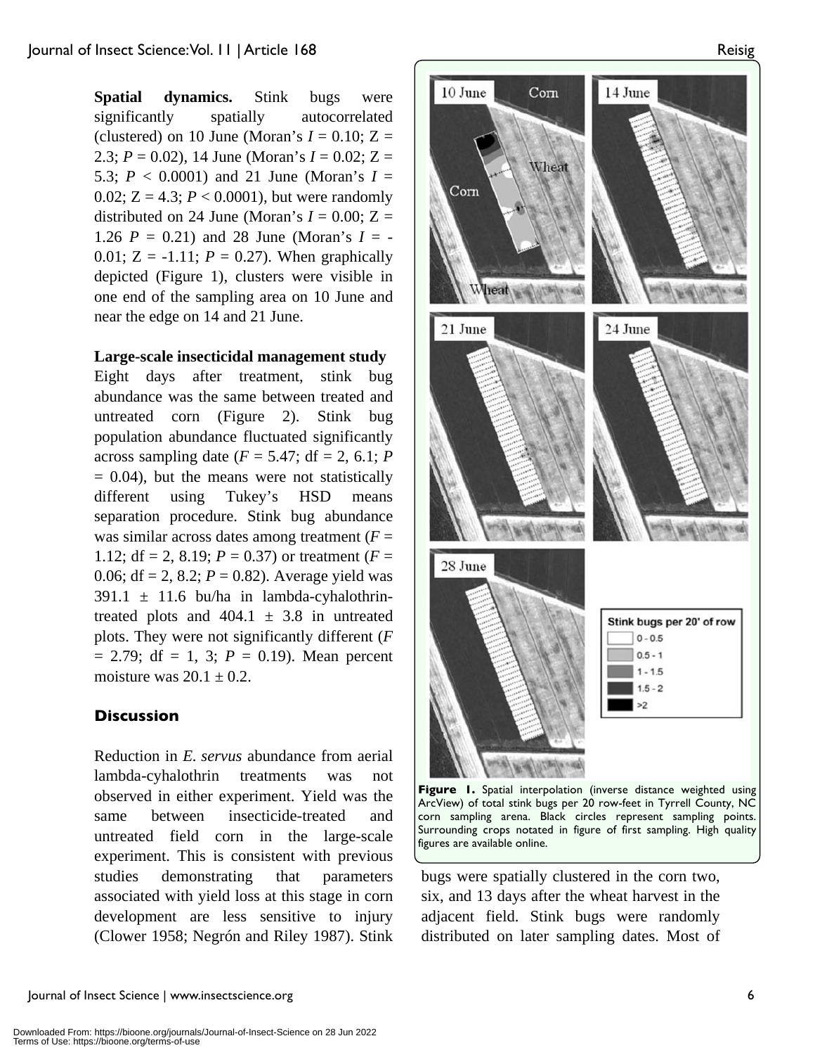**Spatial dynamics.** Stink bugs were significantly spatially autocorrelated (clustered) on 10 June (Moran's $I = 0.10$; $Z = 2.3$; $P = 0.02$), 14 June (Moran's $I = 0.02$; $Z = 5.3$; $P < 0.0001$) and 21 June (Moran's $I = 0.02$; $Z = 4.3$; $P < 0.0001$), but were randomly distributed on 24 June (Moran's $I = 0.00$; $Z = 1.26$ $P = 0.21$) and 28 June (Moran's $I = -0.01$; $Z = -1.11$; $P = 0.27$). When graphically depicted (Figure 1), clusters were visible in one end of the sampling area on 10 June and near the edge on 14 and 21 June.

**Large-scale insecticidal management study**
Eight days after treatment, stink bug abundance was the same between treated and untreated corn (Figure 2). Stink bug population abundance fluctuated significantly across sampling date ($F = 5.47$; df = 2, 6.1; $P = 0.04$), but the means were not statistically different using Tukey's HSD means separation procedure. Stink bug abundance was similar across dates among treatment ($F = 1.12$; df = 2, 8.19; $P = 0.37$) or treatment ($F = 0.06$; df = 2, 8.2; $P = 0.82$). Average yield was $391.1 \pm 11.6$ bu/ha in lambda-cyhalothrin-treated plots and $404.1 \pm 3.8$ in untreated plots. They were not significantly different ($F = 2.79$; df = 1, 3; $P = 0.19$). Mean percent moisture was $20.1 \pm 0.2$.

## Discussion

Reduction in *E. servus* abundance from aerial lambda-cyhalothrin treatments was not observed in either experiment. Yield was the same between insecticide-treated and untreated field corn in the large-scale experiment. This is consistent with previous studies demonstrating that parameters associated with yield loss at this stage in corn development are less sensitive to injury (Clower 1958; Negrón and Riley 1987). Stink bugs were spatially clustered in the corn two, six, and 13 days after the wheat harvest in the adjacent field. Stink bugs were randomly distributed on later sampling dates. Most of

**Figure 1.** Spatial interpolation (inverse distance weighted using ArcView) of total stink bugs per 20 row-feet in Tyrrell County, NC corn sampling arena. Black circles represent sampling points. Surrounding crops notated in figure of first sampling. High quality figures are available online.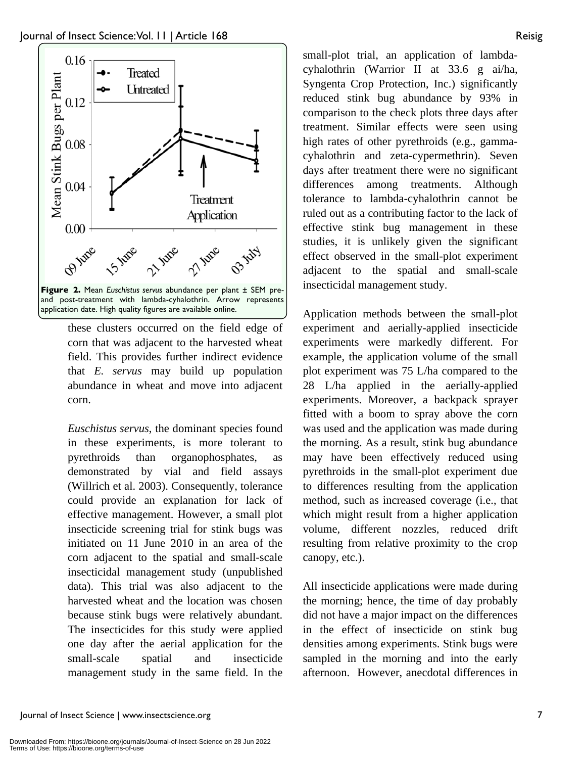**Figure 2.** Mean *Euschistus servus* abundance per plant ± SEM pre- and post-treatment with lambda-cyhalothrin. Arrow represents application date. High quality figures are available online.

these clusters occurred on the field edge of corn that was adjacent to the harvested wheat field. This provides further indirect evidence that *E. servus* may build up population abundance in wheat and move into adjacent corn.

*Euschistus servus*, the dominant species found in these experiments, is more tolerant to pyrethroids than organophosphates, as demonstrated by vial and field assays (Willrich et al. 2003). Consequently, tolerance could provide an explanation for lack of effective management. However, a small plot insecticide screening trial for stink bugs was initiated on 11 June 2010 in an area of the corn adjacent to the spatial and small-scale insecticidal management study (unpublished data). This trial was also adjacent to the harvested wheat and the location was chosen because stink bugs were relatively abundant. The insecticides for this study were applied one day after the aerial application for the small-scale spatial and insecticide management study in the same field. In the small-plot trial, an application of lambda-cyhalothrin (Warrior II at 33.6 g ai/ha, Syngenta Crop Protection, Inc.) significantly reduced stink bug abundance by 93% in comparison to the check plots three days after treatment. Similar effects were seen using high rates of other pyrethroids (e.g., gamma-cyhalothrin and zeta-cypermethrin). Seven days after treatment there were no significant differences among treatments. Although tolerance to lambda-cyhalothrin cannot be ruled out as a contributing factor to the lack of effective stink bug management in these studies, it is unlikely given the significant effect observed in the small-plot experiment adjacent to the spatial and small-scale insecticidal management study.

Application methods between the small-plot experiment and aerially-applied insecticide experiments were markedly different. For example, the application volume of the small plot experiment was 75 L/ha compared to the 28 L/ha applied in the aerially-applied experiments. Moreover, a backpack sprayer fitted with a boom to spray above the corn was used and the application was made during the morning. As a result, stink bug abundance may have been effectively reduced using pyrethroids in the small-plot experiment due to differences resulting from the application method, such as increased coverage (i.e., that which might result from a higher application volume, different nozzles, reduced drift resulting from relative proximity to the crop canopy, etc.).

All insecticide applications were made during the morning; hence, the time of day probably did not have a major impact on the differences in the effect of insecticide on stink bug densities among experiments. Stink bugs were sampled in the morning and into the early afternoon. However, anecdotal differences in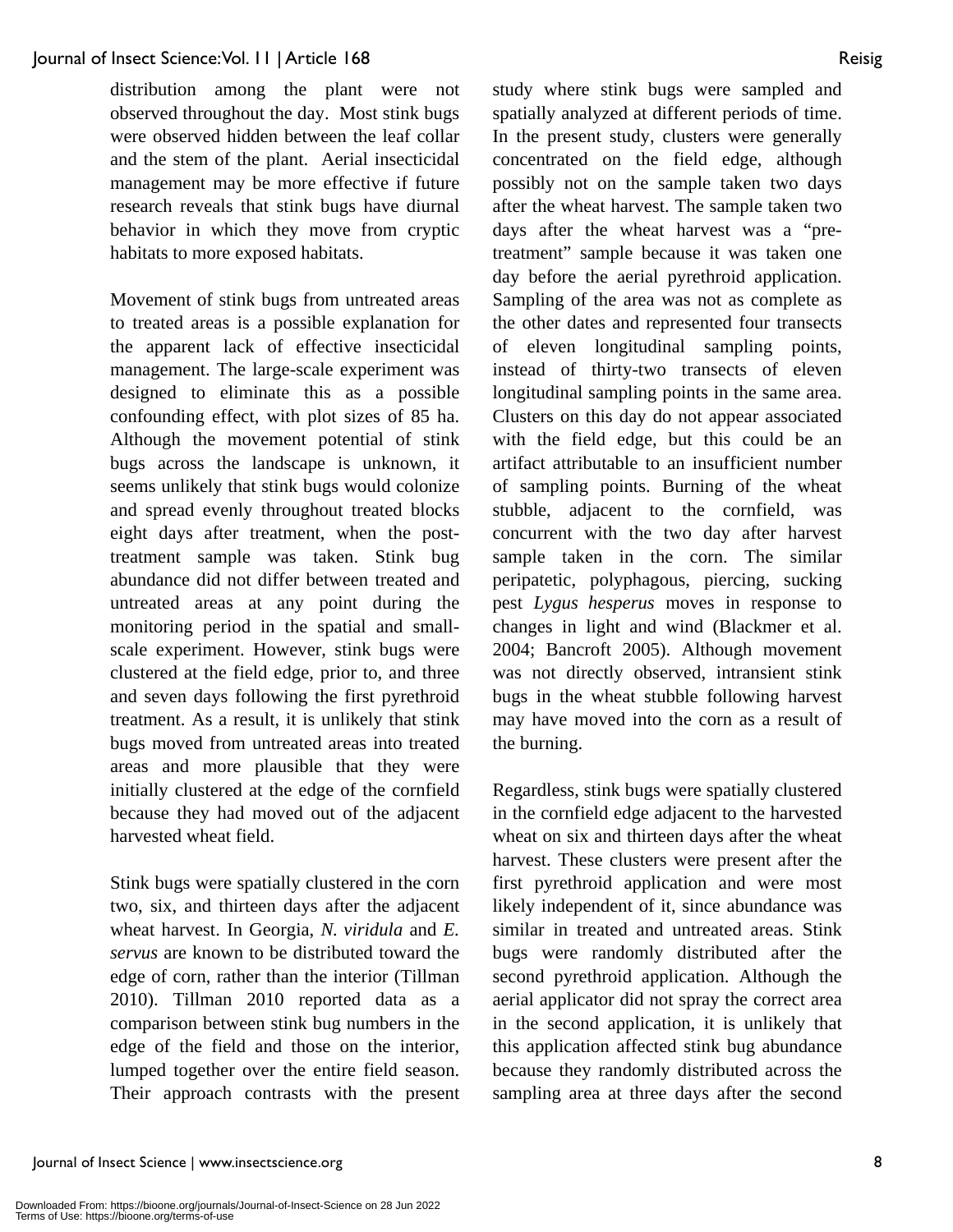distribution among the plant were not observed throughout the day. Most stink bugs were observed hidden between the leaf collar and the stem of the plant. Aerial insecticidal management may be more effective if future research reveals that stink bugs have diurnal behavior in which they move from cryptic habitats to more exposed habitats.

Movement of stink bugs from untreated areas to treated areas is a possible explanation for the apparent lack of effective insecticidal management. The large-scale experiment was designed to eliminate this as a possible confounding effect, with plot sizes of 85 ha. Although the movement potential of stink bugs across the landscape is unknown, it seems unlikely that stink bugs would colonize and spread evenly throughout treated blocks eight days after treatment, when the post-treatment sample was taken. Stink bug abundance did not differ between treated and untreated areas at any point during the monitoring period in the spatial and small-scale experiment. However, stink bugs were clustered at the field edge, prior to, and three and seven days following the first pyrethroid treatment. As a result, it is unlikely that stink bugs moved from untreated areas into treated areas and more plausible that they were initially clustered at the edge of the cornfield because they had moved out of the adjacent harvested wheat field.

Stink bugs were spatially clustered in the corn two, six, and thirteen days after the adjacent wheat harvest. In Georgia, *N. viridula* and *E. servus* are known to be distributed toward the edge of corn, rather than the interior (Tillman 2010). Tillman 2010 reported data as a comparison between stink bug numbers in the edge of the field and those on the interior, lumped together over the entire field season. Their approach contrasts with the present study where stink bugs were sampled and spatially analyzed at different periods of time. In the present study, clusters were generally concentrated on the field edge, although possibly not on the sample taken two days after the wheat harvest. The sample taken two days after the wheat harvest was a "pre-treatment" sample because it was taken one day before the aerial pyrethroid application. Sampling of the area was not as complete as the other dates and represented four transects of eleven longitudinal sampling points, instead of thirty-two transects of eleven longitudinal sampling points in the same area. Clusters on this day do not appear associated with the field edge, but this could be an artifact attributable to an insufficient number of sampling points. Burning of the wheat stubble, adjacent to the cornfield, was concurrent with the two day after harvest sample taken in the corn. The similar peripatetic, polyphagous, piercing, sucking pest *Lygus hesperus* moves in response to changes in light and wind (Blackmer et al. 2004; Bancroft 2005). Although movement was not directly observed, intransient stink bugs in the wheat stubble following harvest may have moved into the corn as a result of the burning.

Regardless, stink bugs were spatially clustered in the cornfield edge adjacent to the harvested wheat on six and thirteen days after the wheat harvest. These clusters were present after the first pyrethroid application and were most likely independent of it, since abundance was similar in treated and untreated areas. Stink bugs were randomly distributed after the second pyrethroid application. Although the aerial applicator did not spray the correct area in the second application, it is unlikely that this application affected stink bug abundance because they randomly distributed across the sampling area at three days after the second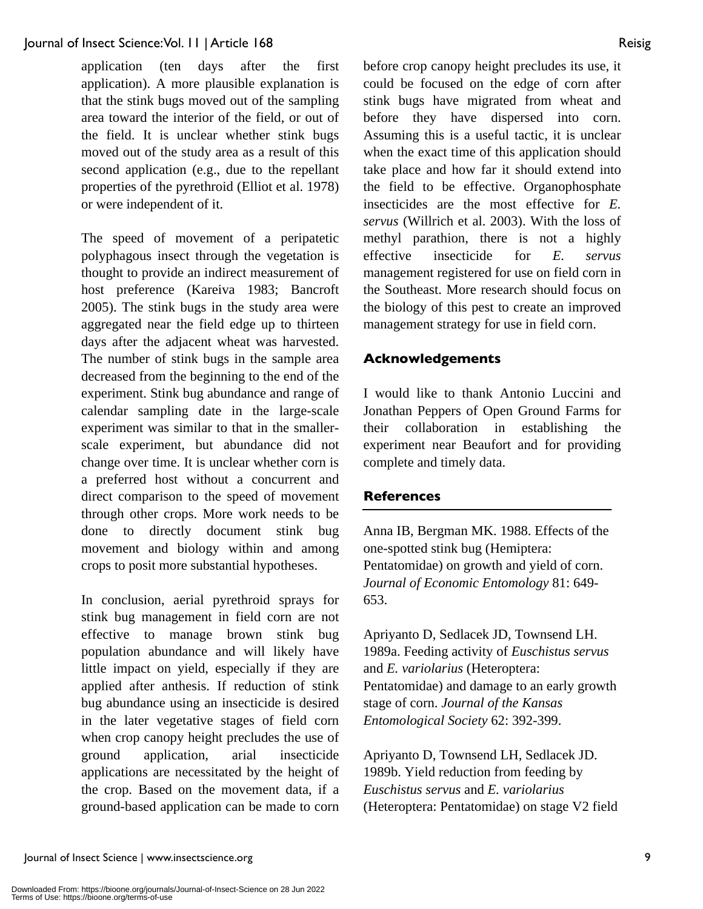application (ten days after the first application). A more plausible explanation is that the stink bugs moved out of the sampling area toward the interior of the field, or out of the field. It is unclear whether stink bugs moved out of the study area as a result of this second application (e.g., due to the repellant properties of the pyrethroid (Elliot et al. 1978) or were independent of it.

The speed of movement of a peripatetic polyphagous insect through the vegetation is thought to provide an indirect measurement of host preference (Kareiva 1983; Bancroft 2005). The stink bugs in the study area were aggregated near the field edge up to thirteen days after the adjacent wheat was harvested. The number of stink bugs in the sample area decreased from the beginning to the end of the experiment. Stink bug abundance and range of calendar sampling date in the large-scale experiment was similar to that in the smaller-scale experiment, but abundance did not change over time. It is unclear whether corn is a preferred host without a concurrent and direct comparison to the speed of movement through other crops. More work needs to be done to directly document stink bug movement and biology within and among crops to posit more substantial hypotheses.

In conclusion, aerial pyrethroid sprays for stink bug management in field corn are not effective to manage brown stink bug population abundance and will likely have little impact on yield, especially if they are applied after anthesis. If reduction of stink bug abundance using an insecticide is desired in the later vegetative stages of field corn when crop canopy height precludes the use of ground application, arial insecticide applications are necessitated by the height of the crop. Based on the movement data, if a ground-based application can be made to corn before crop canopy height precludes its use, it could be focused on the edge of corn after stink bugs have migrated from wheat and before they have dispersed into corn. Assuming this is a useful tactic, it is unclear when the exact time of this application should take place and how far it should extend into the field to be effective. Organophosphate insecticides are the most effective for *E. servus* (Willrich et al. 2003). With the loss of methyl parathion, there is not a highly effective insecticide for *E. servus* management registered for use on field corn in the Southeast. More research should focus on the biology of this pest to create an improved management strategy for use in field corn.

## Acknowledgements

I would like to thank Antonio Luccini and Jonathan Peppers of Open Ground Farms for their collaboration in establishing the experiment near Beaufort and for providing complete and timely data.

## References

Anna IB, Bergman MK. 1988. Effects of the one-spotted stink bug (Hemiptera: Pentatomidae) on growth and yield of corn. *Journal of Economic Entomology* 81: 649-653.

Apriyanto D, Sedlacek JD, Townsend LH. 1989a. Feeding activity of *Euschistus servus* and *E. variolarius* (Heteroptera: Pentatomidae) and damage to an early growth stage of corn. *Journal of the Kansas Entomological Society* 62: 392-399.

Apriyanto D, Townsend LH, Sedlacek JD. 1989b. Yield reduction from feeding by *Euschistus servus* and *E. variolarius* (Heteroptera: Pentatomidae) on stage V2 field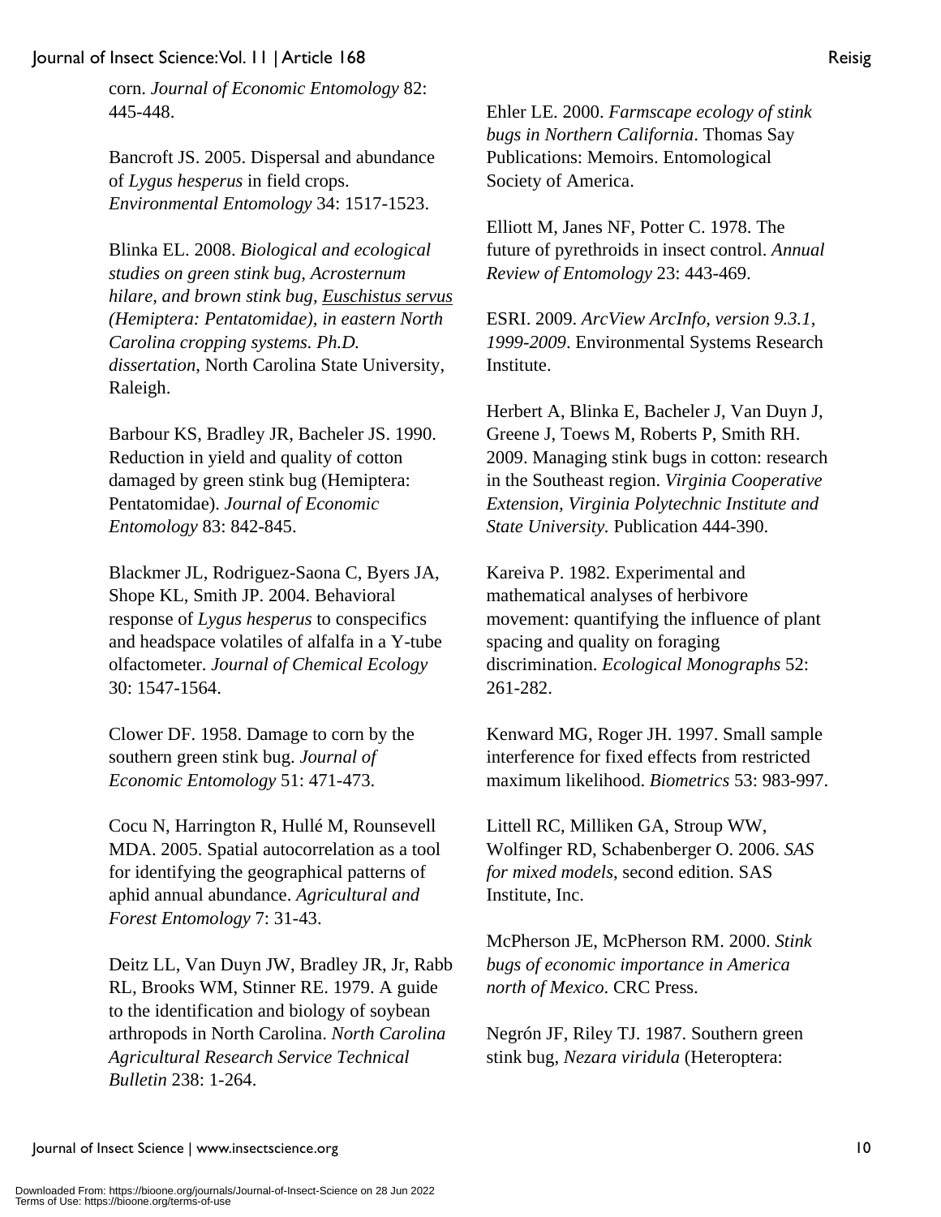corn. *Journal of Economic Entomology* 82: 445-448.

Bancroft JS. 2005. Dispersal and abundance of *Lygus hesperus* in field crops. *Environmental Entomology* 34: 1517-1523.

Blinka EL. 2008. *Biological and ecological studies on green stink bug, Acrosternum hilare, and brown stink bug, Euschistus servus (Hemiptera: Pentatomidae), in eastern North Carolina cropping systems. Ph.D. dissertation*, North Carolina State University, Raleigh.

Barbour KS, Bradley JR, Bacheler JS. 1990. Reduction in yield and quality of cotton damaged by green stink bug (Hemiptera: Pentatomidae). *Journal of Economic Entomology* 83: 842-845.

Blackmer JL, Rodriguez-Saona C, Byers JA, Shope KL, Smith JP. 2004. Behavioral response of *Lygus hesperus* to conspecifics and headspace volatiles of alfalfa in a Y-tube olfactometer. *Journal of Chemical Ecology* 30: 1547-1564.

Clower DF. 1958. Damage to corn by the southern green stink bug. *Journal of Economic Entomology* 51: 471-473.

Cocu N, Harrington R, Hullé M, Rounsevell MDA. 2005. Spatial autocorrelation as a tool for identifying the geographical patterns of aphid annual abundance. *Agricultural and Forest Entomology* 7: 31-43.

Deitz LL, Van Duyn JW, Bradley JR, Jr, Rabb RL, Brooks WM, Stinner RE. 1979. A guide to the identification and biology of soybean arthropods in North Carolina. *North Carolina Agricultural Research Service Technical Bulletin* 238: 1-264.

Ehler LE. 2000. *Farmscape ecology of stink bugs in Northern California*. Thomas Say Publications: Memoirs. Entomological Society of America.

Elliott M, Janes NF, Potter C. 1978. The future of pyrethroids in insect control. *Annual Review of Entomology* 23: 443-469.

ESRI. 2009. *ArcView ArcInfo, version 9.3.1, 1999-2009*. Environmental Systems Research Institute.

Herbert A, Blinka E, Bacheler J, Van Duyn J, Greene J, Toews M, Roberts P, Smith RH. 2009. Managing stink bugs in cotton: research in the Southeast region. *Virginia Cooperative Extension, Virginia Polytechnic Institute and State University.* Publication 444-390.

Kareiva P. 1982. Experimental and mathematical analyses of herbivore movement: quantifying the influence of plant spacing and quality on foraging discrimination. *Ecological Monographs* 52: 261-282.

Kenward MG, Roger JH. 1997. Small sample interference for fixed effects from restricted maximum likelihood. *Biometrics* 53: 983-997.

Littell RC, Milliken GA, Stroup WW, Wolfinger RD, Schabenberger O. 2006. *SAS for mixed models*, second edition. SAS Institute, Inc.

McPherson JE, McPherson RM. 2000. *Stink bugs of economic importance in America north of Mexico*. CRC Press.

Negrón JF, Riley TJ. 1987. Southern green stink bug, *Nezara viridula* (Heteroptera: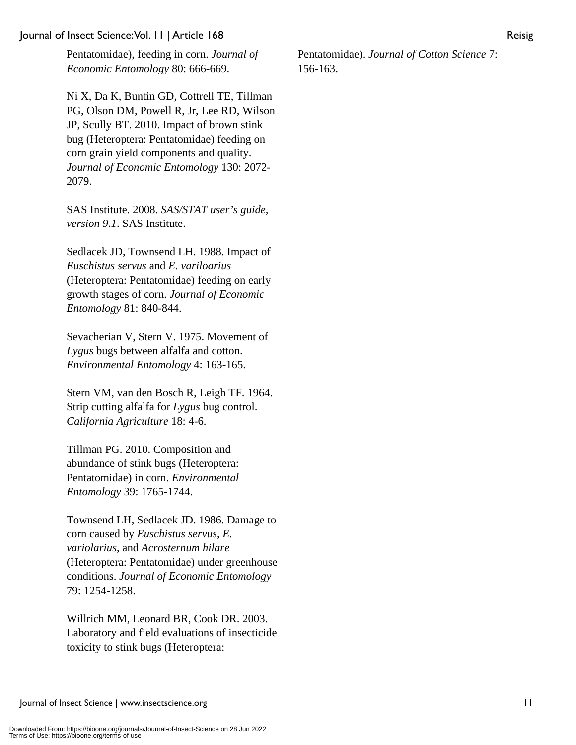Pentatomidae), feeding in corn. *Journal of Economic Entomology* 80: 666-669.

Ni X, Da K, Buntin GD, Cottrell TE, Tillman PG, Olson DM, Powell R, Jr, Lee RD, Wilson JP, Scully BT. 2010. Impact of brown stink bug (Heteroptera: Pentatomidae) feeding on corn grain yield components and quality. *Journal of Economic Entomology* 130: 2072-2079.

SAS Institute. 2008. *SAS/STAT user's guide, version 9.1*. SAS Institute.

Sedlacek JD, Townsend LH. 1988. Impact of *Euschistus servus* and *E. variloarius* (Heteroptera: Pentatomidae) feeding on early growth stages of corn. *Journal of Economic Entomology* 81: 840-844.

Sevacherian V, Stern V. 1975. Movement of *Lygus* bugs between alfalfa and cotton. *Environmental Entomology* 4: 163-165.

Stern VM, van den Bosch R, Leigh TF. 1964. Strip cutting alfalfa for *Lygus* bug control. *California Agriculture* 18: 4-6.

Tillman PG. 2010. Composition and abundance of stink bugs (Heteroptera: Pentatomidae) in corn. *Environmental Entomology* 39: 1765-1744.

Townsend LH, Sedlacek JD. 1986. Damage to corn caused by *Euschistus servus*, *E. variolarius*, and *Acrosternum hilare* (Heteroptera: Pentatomidae) under greenhouse conditions. *Journal of Economic Entomology* 79: 1254-1258.

Willrich MM, Leonard BR, Cook DR. 2003. Laboratory and field evaluations of insecticide toxicity to stink bugs (Heteroptera: Pentatomidae). *Journal of Cotton Science* 7: 156-163.